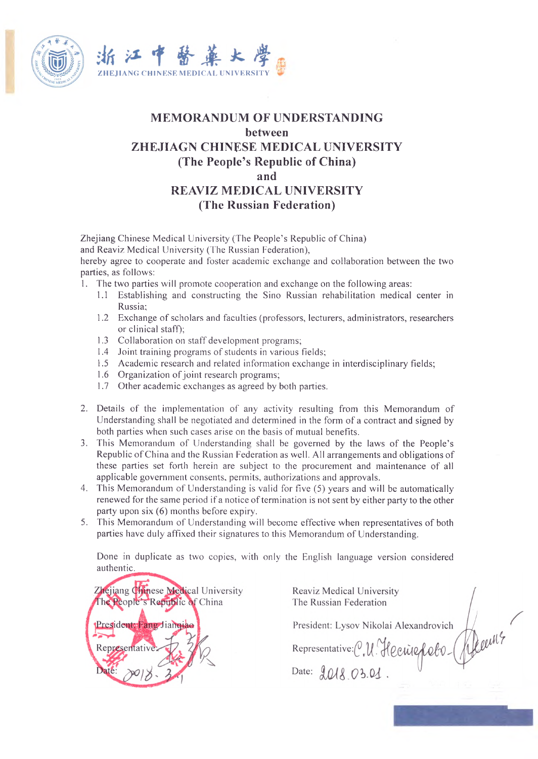浙江中醫藥大學
ZHEJIANG CHINESE MEDICAL UNIVERSITY

# MEMORANDUM OF UNDERSTANDING
## between
## ZHEJIAGN CHINESE MEDICAL UNIVERSITY
## (The People's Republic of China)
## and
## REAVIZ MEDICAL UNIVERSITY
## (The Russian Federation)

Zhejiang Chinese Medical University (The People's Republic of China)
and Reaviz Medical University (The Russian Federation),
hereby agree to cooperate and foster academic exchange and collaboration between the two parties, as follows:

1. The two parties will promote cooperation and exchange on the following areas:
   - 1.1 Establishing and constructing the Sino Russian rehabilitation medical center in Russia;
   - 1.2 Exchange of scholars and faculties (professors, lecturers, administrators, researchers or clinical staff);
   - 1.3 Collaboration on staff development programs;
   - 1.4 Joint training programs of students in various fields;
   - 1.5 Academic research and related information exchange in interdisciplinary fields;
   - 1.6 Organization of joint research programs;
   - 1.7 Other academic exchanges as agreed by both parties.
2. Details of the implementation of any activity resulting from this Memorandum of Understanding shall be negotiated and determined in the form of a contract and signed by both parties when such cases arise on the basis of mutual benefits.
3. This Memorandum of Understanding shall be governed by the laws of the People's Republic of China and the Russian Federation as well. All arrangements and obligations of these parties set forth herein are subject to the procurement and maintenance of all applicable government consents, permits, authorizations and approvals.
4. This Memorandum of Understanding is valid for five (5) years and will be automatically renewed for the same period if a notice of termination is not sent by either party to the other party upon six (6) months before expiry.
5. This Memorandum of Understanding will become effective when representatives of both parties have duly affixed their signatures to this Memorandum of Understanding.

Done in duplicate as two copies, with only the English language version considered authentic.

Zhejiang Chinese Medical University
The People's Republic of China

President: Fang Jianqiao

Representative:

Date: 2018. 3. 1

Reaviz Medical University
The Russian Federation

President: Lysov Nikolai Alexandrovich

Representative: С.И. Чесноков

Date: 2018.03.01.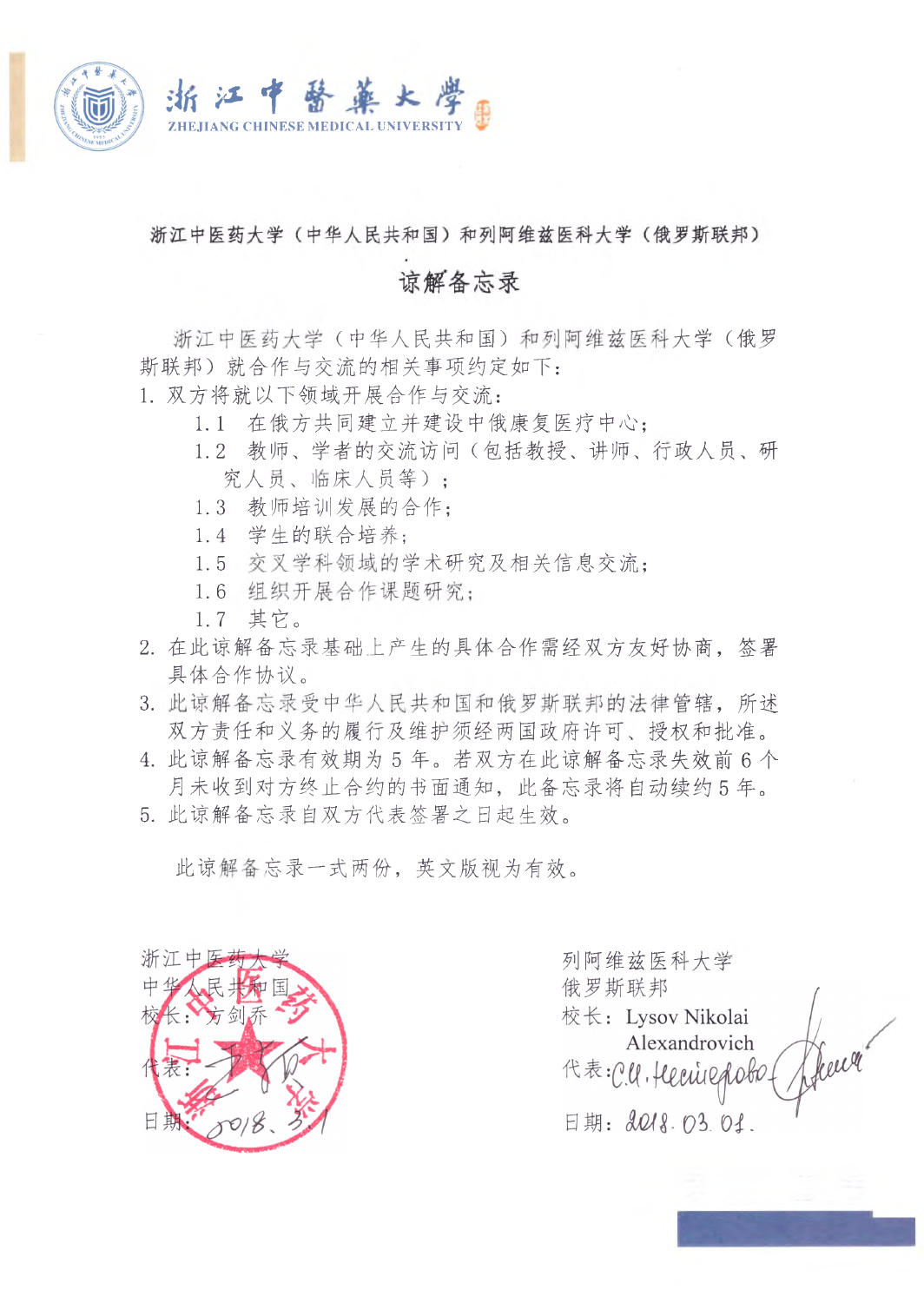浙江中医药大学（中华人民共和国）和列阿维兹医科大学（俄罗斯联邦）

# 谅解备忘录

浙江中医药大学（中华人民共和国）和列阿维兹医科大学（俄罗斯联邦）就合作与交流的相关事项约定如下：

1. 双方将就以下领域开展合作与交流：
   - 1.1 在俄方共同建立并建设中俄康复医疗中心；
   - 1.2 教师、学者的交流访问（包括教授、讲师、行政人员、研究人员、临床人员等）；
   - 1.3 教师培训发展的合作；
   - 1.4 学生的联合培养；
   - 1.5 交叉学科领域的学术研究及相关信息交流；
   - 1.6 组织开展合作课题研究；
   - 1.7 其它。
2. 在此谅解备忘录基础上产生的具体合作需经双方友好协商，签署具体合作协议。
3. 此谅解备忘录受中华人民共和国和俄罗斯联邦的法律管辖，所述双方责任和义务的履行及维护须经两国政府许可、授权和批准。
4. 此谅解备忘录有效期为5年。若双方在此谅解备忘录失效前6个月未收到对方终止合约的书面通知，此备忘录将自动续约5年。
5. 此谅解备忘录自双方代表签署之日起生效。

此谅解备忘录一式两份，英文版视为有效。

浙江中医药大学
中华人民共和国
校长：方剑乔
代表：
日期：2018、3、1

列阿维兹医科大学
俄罗斯联邦
校长：Lysov Nikolai Alexandrovich
代表：С.Н. Неснефорова
日期：2018. 03. 01.